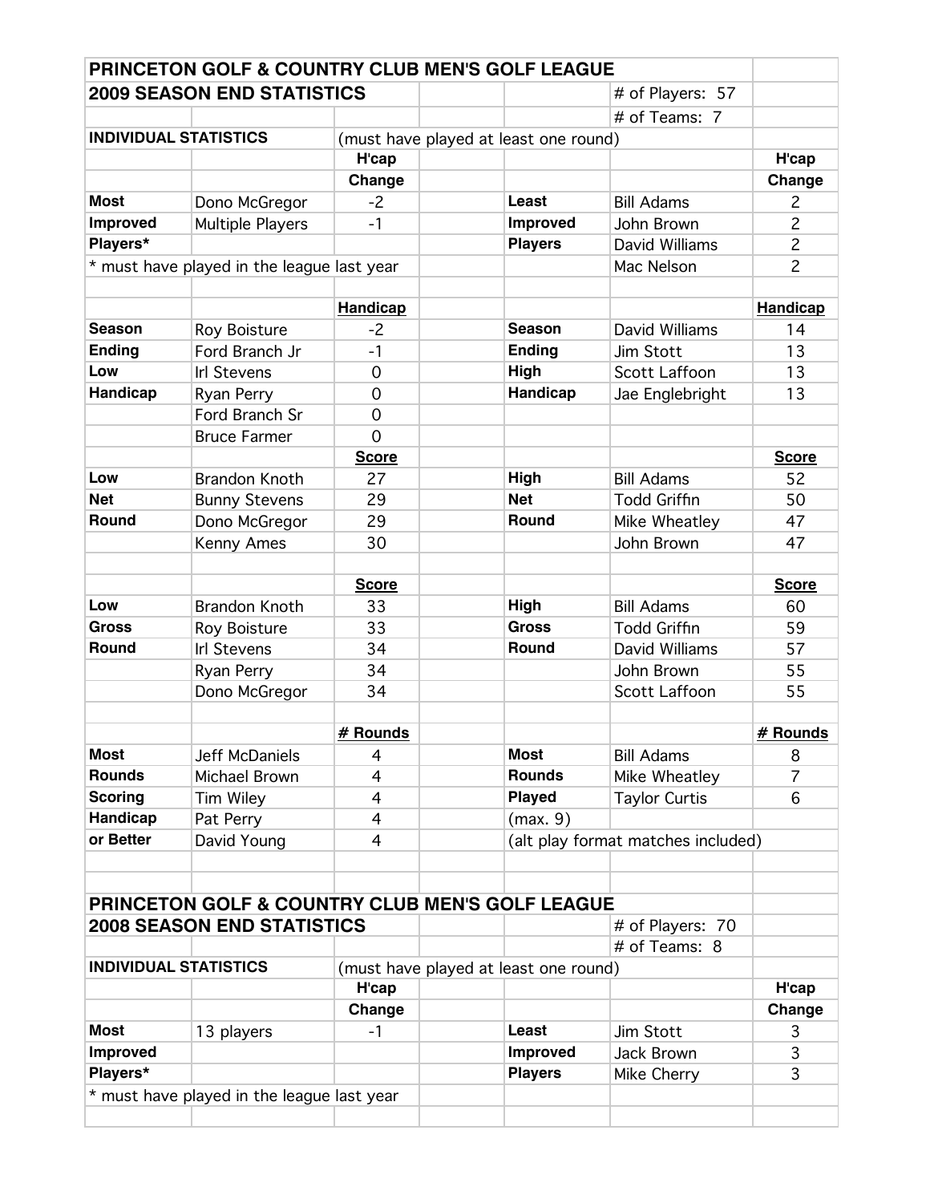| PRINCETON GOLF & COUNTRY CLUB MEN'S GOLF LEAGUE | | | | | | |
|---|---|---|---|---|---|---|
| **2009 SEASON END STATISTICS** | | | | | # of Players: 57 | |
| | | | | | # of Teams: 7 | |
| **INDIVIDUAL STATISTICS** | | (must have played at least one round) | | | | |
| | | **H'cap** | | | | **H'cap** |
| | | **Change** | | | | **Change** |
| **Most** | Dono McGregor | -2 | | **Least** | Bill Adams | 2 |
| **Improved** | Multiple Players | -1 | | **Improved** | John Brown | 2 |
| **Players*** | | | | **Players** | David Williams | 2 |
| * must have played in the league last year | | | | | Mac Nelson | 2 |
| | | | | | | |
| | | **Handicap** | | | | **Handicap** |
| **Season** | Roy Boisture | -2 | | **Season** | David Williams | 14 |
| **Ending** | Ford Branch Jr | -1 | | **Ending** | Jim Stott | 13 |
| **Low** | Irl Stevens | 0 | | **High** | Scott Laffoon | 13 |
| **Handicap** | Ryan Perry | 0 | | **Handicap** | Jae Englebright | 13 |
| | Ford Branch Sr | 0 | | | | |
| | Bruce Farmer | 0 | | | | |
| | | **Score** | | | | **Score** |
| **Low** | Brandon Knoth | 27 | | **High** | Bill Adams | 52 |
| **Net** | Bunny Stevens | 29 | | **Net** | Todd Griffin | 50 |
| **Round** | Dono McGregor | 29 | | **Round** | Mike Wheatley | 47 |
| | Kenny Ames | 30 | | | John Brown | 47 |
| | | | | | | |
| | | **Score** | | | | **Score** |
| **Low** | Brandon Knoth | 33 | | **High** | Bill Adams | 60 |
| **Gross** | Roy Boisture | 33 | | **Gross** | Todd Griffin | 59 |
| **Round** | Irl Stevens | 34 | | **Round** | David Williams | 57 |
| | Ryan Perry | 34 | | | John Brown | 55 |
| | Dono McGregor | 34 | | | Scott Laffoon | 55 |
| | | | | | | |
| | | **# Rounds** | | | | **# Rounds** |
| **Most** | Jeff McDaniels | 4 | | **Most** | Bill Adams | 8 |
| **Rounds** | Michael Brown | 4 | | **Rounds** | Mike Wheatley | 7 |
| **Scoring** | Tim Wiley | 4 | | **Played** | Taylor Curtis | 6 |
| **Handicap** | Pat Perry | 4 | | (max. 9) | | |
| **or Better** | David Young | 4 | | (alt play format matches included) | | |

| PRINCETON GOLF & COUNTRY CLUB MEN'S GOLF LEAGUE | | | | | | |
|---|---|---|---|---|---|---|
| **2008 SEASON END STATISTICS** | | | | | # of Players: 70 | |
| | | | | | # of Teams: 8 | |
| **INDIVIDUAL STATISTICS** | | (must have played at least one round) | | | | |
| | | **H'cap** | | | | **H'cap** |
| | | **Change** | | | | **Change** |
| **Most** | 13 players | -1 | | **Least** | Jim Stott | 3 |
| **Improved** | | | | **Improved** | Jack Brown | 3 |
| **Players*** | | | | **Players** | Mike Cherry | 3 |
| * must have played in the league last year | | | | | | |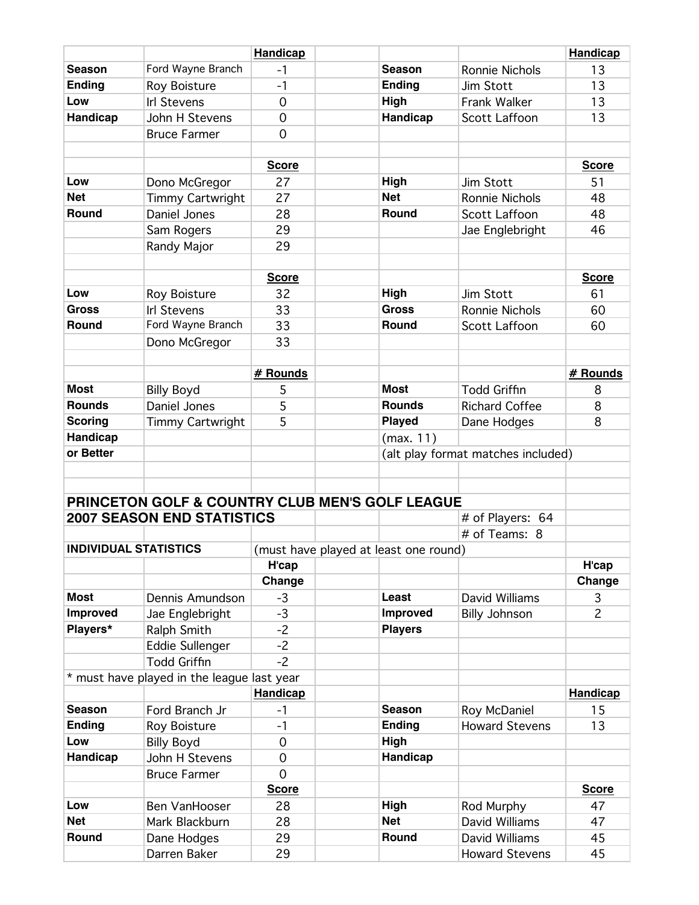| | | Handicap | | | | Handicap |
|---|---|---|---|---|---|---|
| **Season** | Ford Wayne Branch | -1 | | **Season** | Ronnie Nichols | 13 |
| **Ending** | Roy Boisture | -1 | | **Ending** | Jim Stott | 13 |
| **Low** | Irl Stevens | 0 | | **High** | Frank Walker | 13 |
| **Handicap** | John H Stevens | 0 | | **Handicap** | Scott Laffoon | 13 |
| | Bruce Farmer | 0 | | | | |
| | | | | | | |
| | | Score | | | | Score |
| **Low** | Dono McGregor | 27 | | **High** | Jim Stott | 51 |
| **Net** | Timmy Cartwright | 27 | | **Net** | Ronnie Nichols | 48 |
| **Round** | Daniel Jones | 28 | | **Round** | Scott Laffoon | 48 |
| | Sam Rogers | 29 | | | Jae Englebright | 46 |
| | Randy Major | 29 | | | | |
| | | | | | | |
| | | Score | | | | Score |
| **Low** | Roy Boisture | 32 | | **High** | Jim Stott | 61 |
| **Gross** | Irl Stevens | 33 | | **Gross** | Ronnie Nichols | 60 |
| **Round** | Ford Wayne Branch | 33 | | **Round** | Scott Laffoon | 60 |
| | Dono McGregor | 33 | | | | |
| | | | | | | |
| | | # Rounds | | | | # Rounds |
| **Most** | Billy Boyd | 5 | | **Most** | Todd Griffin | 8 |
| **Rounds** | Daniel Jones | 5 | | **Rounds** | Richard Coffee | 8 |
| **Scoring** | Timmy Cartwright | 5 | | **Played** | Dane Hodges | 8 |
| **Handicap** | | | | (max. 11) | | |
| **or Better** | | | | (alt play format matches included) | | |

## PRINCETON GOLF & COUNTRY CLUB MEN'S GOLF LEAGUE
## 2007 SEASON END STATISTICS

# of Players: 64
# of Teams: 8

**INDIVIDUAL STATISTICS** (must have played at least one round)

| | | H'cap Change | | | | H'cap Change |
|---|---|---|---|---|---|---|
| **Most** | Dennis Amundson | -3 | | **Least** | David Williams | 3 |
| **Improved** | Jae Englebright | -3 | | **Improved** | Billy Johnson | 2 |
| **Players*** | Ralph Smith | -2 | | **Players** | | |
| | Eddie Sullenger | -2 | | | | |
| | Todd Griffin | -2 | | | | |
| * must have played in the league last year | | | | | | |
| | | Handicap | | | | Handicap |
| **Season** | Ford Branch Jr | -1 | | **Season** | Roy McDaniel | 15 |
| **Ending** | Roy Boisture | -1 | | **Ending** | Howard Stevens | 13 |
| **Low** | Billy Boyd | 0 | | **High** | | |
| **Handicap** | John H Stevens | 0 | | **Handicap** | | |
| | Bruce Farmer | 0 | | | | |
| | | Score | | | | Score |
| **Low** | Ben VanHooser | 28 | | **High** | Rod Murphy | 47 |
| **Net** | Mark Blackburn | 28 | | **Net** | David Williams | 47 |
| **Round** | Dane Hodges | 29 | | **Round** | David Williams | 45 |
| | Darren Baker | 29 | | | Howard Stevens | 45 |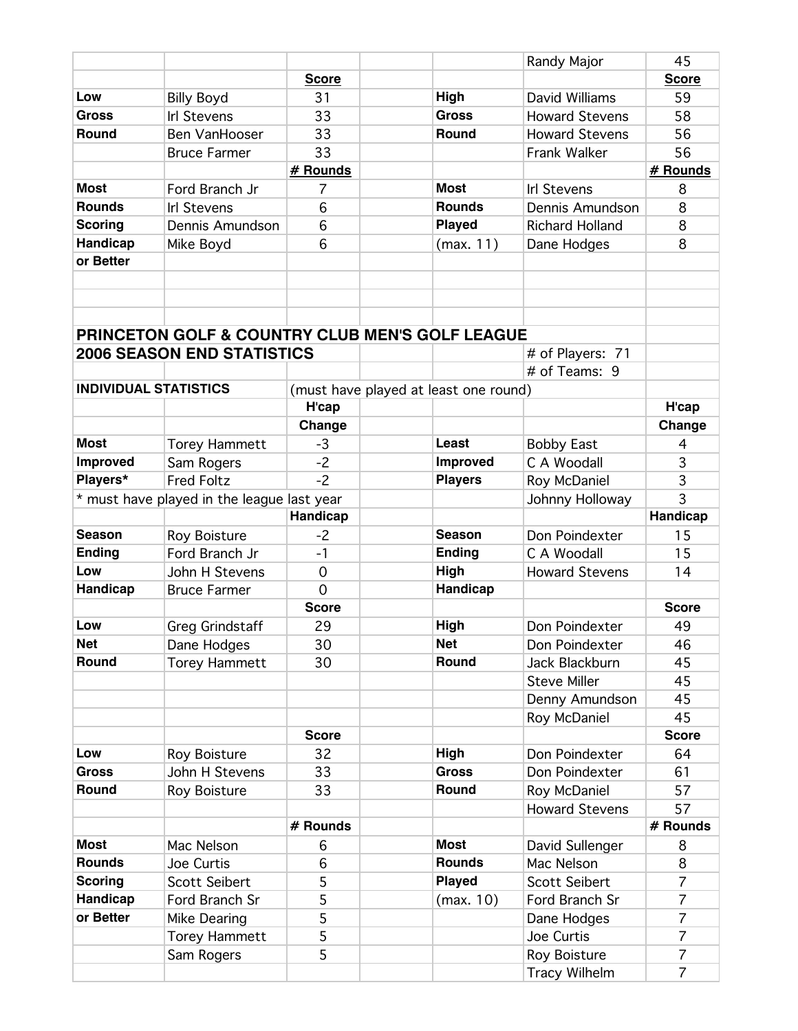| | | | | | | |
|---|---|---|---|---|---|---|
| | | | | | Randy Major | 45 |
| | | **Score** | | | | **Score** |
| **Low** | Billy Boyd | 31 | | **High** | David Williams | 59 |
| **Gross** | Irl Stevens | 33 | | **Gross** | Howard Stevens | 58 |
| **Round** | Ben VanHooser | 33 | | **Round** | Howard Stevens | 56 |
| | Bruce Farmer | 33 | | | Frank Walker | 56 |
| | | **# Rounds** | | | | **# Rounds** |
| **Most** | Ford Branch Jr | 7 | | **Most** | Irl Stevens | 8 |
| **Rounds** | Irl Stevens | 6 | | **Rounds** | Dennis Amundson | 8 |
| **Scoring** | Dennis Amundson | 6 | | **Played** | Richard Holland | 8 |
| **Handicap** | Mike Boyd | 6 | | (max. 11) | Dane Hodges | 8 |
| **or Better** | | | | | | |

## PRINCETON GOLF & COUNTRY CLUB MEN'S GOLF LEAGUE

## 2006 SEASON END STATISTICS

\# of Players: 71

\# of Teams: 9

**INDIVIDUAL STATISTICS** (must have played at least one round)

| | | | | | | |
|---|---|---|---|---|---|---|
| | | **H'cap Change** | | | | **H'cap Change** |
| **Most** | Torey Hammett | -3 | | **Least** | Bobby East | 4 |
| **Improved** | Sam Rogers | -2 | | **Improved** | C A Woodall | 3 |
| **Players*** | Fred Foltz | -2 | | **Players** | Roy McDaniel | 3 |
| * must have played in the league last year | | | | | Johnny Holloway | 3 |
| | | **Handicap** | | | | **Handicap** |
| **Season** | Roy Boisture | -2 | | **Season** | Don Poindexter | 15 |
| **Ending** | Ford Branch Jr | -1 | | **Ending** | C A Woodall | 15 |
| **Low** | John H Stevens | 0 | | **High** | Howard Stevens | 14 |
| **Handicap** | Bruce Farmer | 0 | | **Handicap** | | |
| | | **Score** | | | | **Score** |
| **Low** | Greg Grindstaff | 29 | | **High** | Don Poindexter | 49 |
| **Net** | Dane Hodges | 30 | | **Net** | Don Poindexter | 46 |
| **Round** | Torey Hammett | 30 | | **Round** | Jack Blackburn | 45 |
| | | | | | Steve Miller | 45 |
| | | | | | Denny Amundson | 45 |
| | | | | | Roy McDaniel | 45 |
| | | **Score** | | | | **Score** |
| **Low** | Roy Boisture | 32 | | **High** | Don Poindexter | 64 |
| **Gross** | John H Stevens | 33 | | **Gross** | Don Poindexter | 61 |
| **Round** | Roy Boisture | 33 | | **Round** | Roy McDaniel | 57 |
| | | | | | Howard Stevens | 57 |
| | | **# Rounds** | | | | **# Rounds** |
| **Most** | Mac Nelson | 6 | | **Most** | David Sullenger | 8 |
| **Rounds** | Joe Curtis | 6 | | **Rounds** | Mac Nelson | 8 |
| **Scoring** | Scott Seibert | 5 | | **Played** | Scott Seibert | 7 |
| **Handicap** | Ford Branch Sr | 5 | | (max. 10) | Ford Branch Sr | 7 |
| **or Better** | Mike Dearing | 5 | | | Dane Hodges | 7 |
| | Torey Hammett | 5 | | | Joe Curtis | 7 |
| | Sam Rogers | 5 | | | Roy Boisture | 7 |
| | | | | | Tracy Wilhelm | 7 |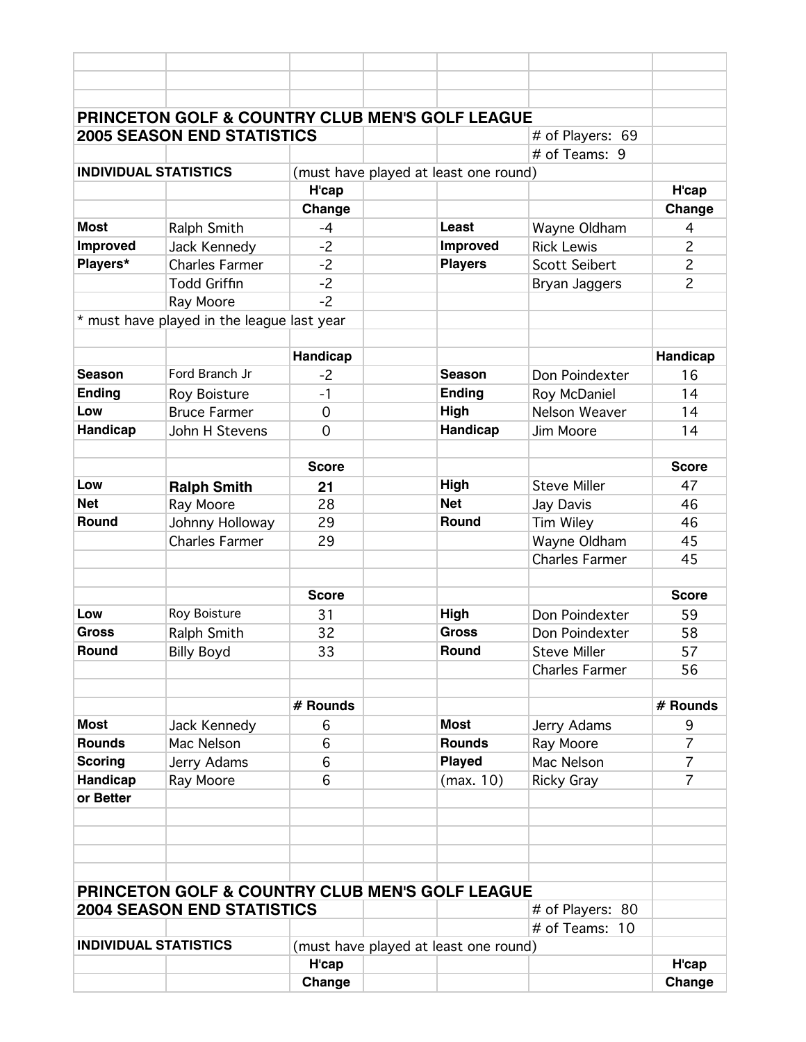## PRINCETON GOLF & COUNTRY CLUB MEN'S GOLF LEAGUE

## 2005 SEASON END STATISTICS

# of Players: 69

# of Teams: 9

**INDIVIDUAL STATISTICS** (must have played at least one round)

| | | H'cap Change | | | H'cap Change |
|---|---|---|---|---|---|
| **Most** | Ralph Smith | -4 | **Least** | Wayne Oldham | 4 |
| **Improved** | Jack Kennedy | -2 | **Improved** | Rick Lewis | 2 |
| **Players*** | Charles Farmer | -2 | **Players** | Scott Seibert | 2 |
| | Todd Griffin | -2 | | Bryan Jaggers | 2 |
| | Ray Moore | -2 | | | |

* must have played in the league last year

| | | Handicap | | | Handicap |
|---|---|---|---|---|---|
| **Season** | Ford Branch Jr | -2 | **Season** | Don Poindexter | 16 |
| **Ending** | Roy Boisture | -1 | **Ending** | Roy McDaniel | 14 |
| **Low** | Bruce Farmer | 0 | **High** | Nelson Weaver | 14 |
| **Handicap** | John H Stevens | 0 | **Handicap** | Jim Moore | 14 |

| | | Score | | | Score |
|---|---|---|---|---|---|
| **Low** | **Ralph Smith** | **21** | **High** | Steve Miller | 47 |
| **Net** | Ray Moore | 28 | **Net** | Jay Davis | 46 |
| **Round** | Johnny Holloway | 29 | **Round** | Tim Wiley | 46 |
| | Charles Farmer | 29 | | Wayne Oldham | 45 |
| | | | | Charles Farmer | 45 |

| | | Score | | | Score |
|---|---|---|---|---|---|
| **Low** | Roy Boisture | 31 | **High** | Don Poindexter | 59 |
| **Gross** | Ralph Smith | 32 | **Gross** | Don Poindexter | 58 |
| **Round** | Billy Boyd | 33 | **Round** | Steve Miller | 57 |
| | | | | Charles Farmer | 56 |

| | | # Rounds | | | # Rounds |
|---|---|---|---|---|---|
| **Most** | Jack Kennedy | 6 | **Most** | Jerry Adams | 9 |
| **Rounds** | Mac Nelson | 6 | **Rounds** | Ray Moore | 7 |
| **Scoring** | Jerry Adams | 6 | **Played** | Mac Nelson | 7 |
| **Handicap** | Ray Moore | 6 | (max. 10) | Ricky Gray | 7 |
| **or Better** | | | | | |

## PRINCETON GOLF & COUNTRY CLUB MEN'S GOLF LEAGUE

## 2004 SEASON END STATISTICS

# of Players: 80

# of Teams: 10

**INDIVIDUAL STATISTICS** (must have played at least one round)

| | | H'cap Change | | | H'cap Change |
|---|---|---|---|---|---|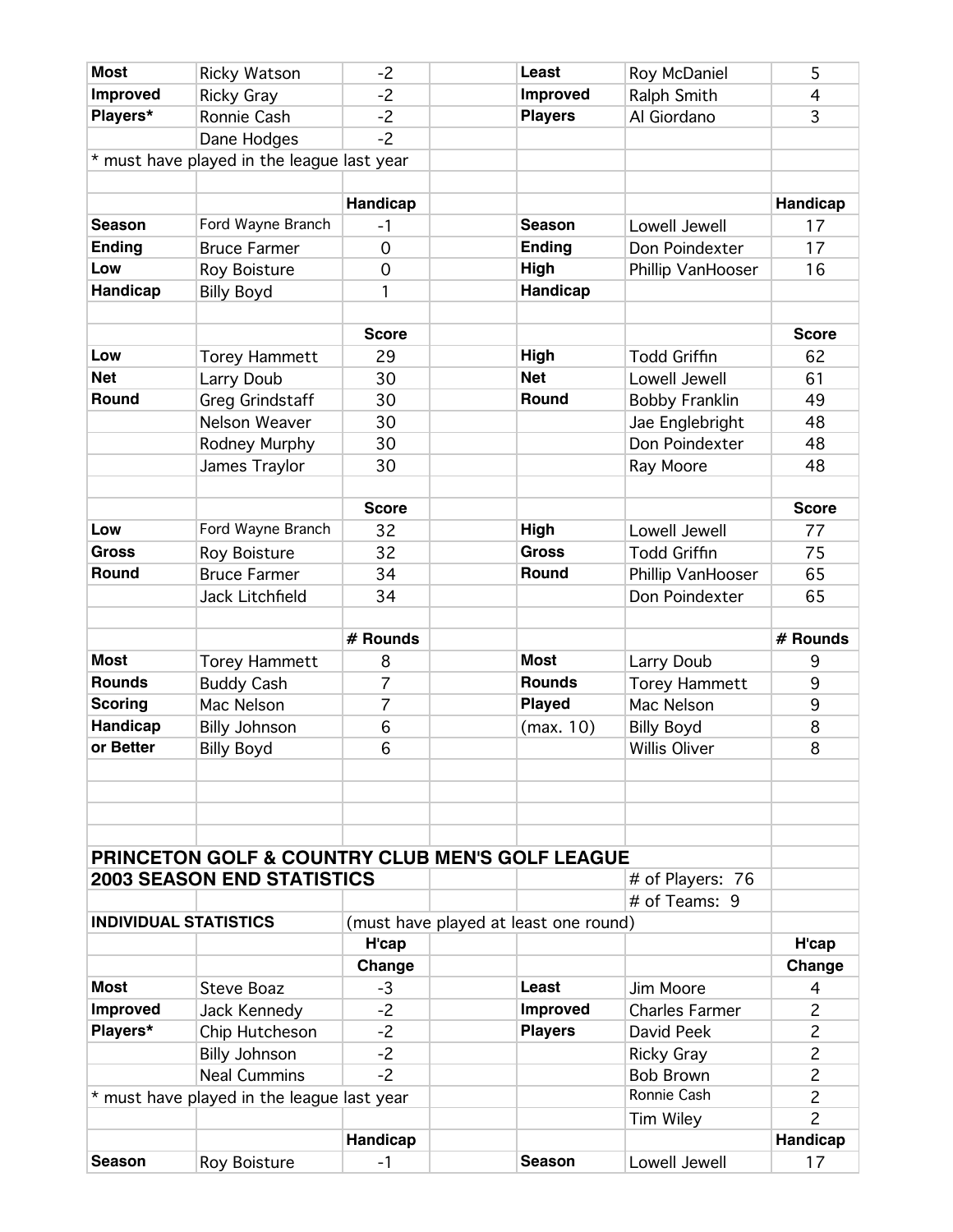| | | | | | | |
|---|---|---|---|---|---|---|
| **Most** | Ricky Watson | -2 | | **Least** | Roy McDaniel | 5 |
| **Improved** | Ricky Gray | -2 | | **Improved** | Ralph Smith | 4 |
| **Players*** | Ronnie Cash | -2 | | **Players** | Al Giordano | 3 |
| | Dane Hodges | -2 | | | | |
| * must have played in the league last year | | | | | | |
| | | | | | | |
| | | **Handicap** | | | | **Handicap** |
| **Season** | Ford Wayne Branch | -1 | | **Season** | Lowell Jewell | 17 |
| **Ending** | Bruce Farmer | 0 | | **Ending** | Don Poindexter | 17 |
| **Low** | Roy Boisture | 0 | | **High** | Phillip VanHooser | 16 |
| **Handicap** | Billy Boyd | 1 | | **Handicap** | | |
| | | | | | | |
| | | **Score** | | | | **Score** |
| **Low** | Torey Hammett | 29 | | **High** | Todd Griffin | 62 |
| **Net** | Larry Doub | 30 | | **Net** | Lowell Jewell | 61 |
| **Round** | Greg Grindstaff | 30 | | **Round** | Bobby Franklin | 49 |
| | Nelson Weaver | 30 | | | Jae Englebright | 48 |
| | Rodney Murphy | 30 | | | Don Poindexter | 48 |
| | James Traylor | 30 | | | Ray Moore | 48 |
| | | | | | | |
| | | **Score** | | | | **Score** |
| **Low** | Ford Wayne Branch | 32 | | **High** | Lowell Jewell | 77 |
| **Gross** | Roy Boisture | 32 | | **Gross** | Todd Griffin | 75 |
| **Round** | Bruce Farmer | 34 | | **Round** | Phillip VanHooser | 65 |
| | Jack Litchfield | 34 | | | Don Poindexter | 65 |
| | | | | | | |
| | | **# Rounds** | | | | **# Rounds** |
| **Most** | Torey Hammett | 8 | | **Most** | Larry Doub | 9 |
| **Rounds** | Buddy Cash | 7 | | **Rounds** | Torey Hammett | 9 |
| **Scoring** | Mac Nelson | 7 | | **Played** | Mac Nelson | 9 |
| **Handicap** | Billy Johnson | 6 | | (max. 10) | Billy Boyd | 8 |
| **or Better** | Billy Boyd | 6 | | | Willis Oliver | 8 |

## PRINCETON GOLF & COUNTRY CLUB MEN'S GOLF LEAGUE

## 2003 SEASON END STATISTICS

# of Players: 76

# of Teams: 9

**INDIVIDUAL STATISTICS** (must have played at least one round)

| | | | | | | |
|---|---|---|---|---|---|---|
| | | **H'cap Change** | | | | **H'cap Change** |
| **Most** | Steve Boaz | -3 | | **Least** | Jim Moore | 4 |
| **Improved** | Jack Kennedy | -2 | | **Improved** | Charles Farmer | 2 |
| **Players*** | Chip Hutcheson | -2 | | **Players** | David Peek | 2 |
| | Billy Johnson | -2 | | | Ricky Gray | 2 |
| | Neal Cummins | -2 | | | Bob Brown | 2 |
| * must have played in the league last year | | | | | Ronnie Cash | 2 |
| | | | | | Tim Wiley | 2 |
| | | **Handicap** | | | | **Handicap** |
| **Season** | Roy Boisture | -1 | | **Season** | Lowell Jewell | 17 |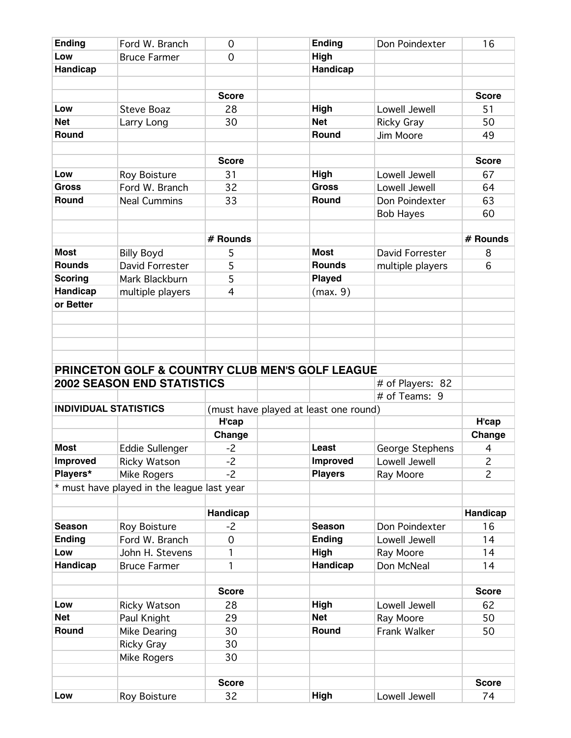| | | | | | | |
|---|---|---|---|---|---|---|
| **Ending** | Ford W. Branch | 0 | | **Ending** | Don Poindexter | 16 |
| **Low** | Bruce Farmer | 0 | | **High** | | |
| **Handicap** | | | | **Handicap** | | |
| | | | | | | |
| | | **Score** | | | | **Score** |
| **Low** | Steve Boaz | 28 | | **High** | Lowell Jewell | 51 |
| **Net** | Larry Long | 30 | | **Net** | Ricky Gray | 50 |
| **Round** | | | | **Round** | Jim Moore | 49 |
| | | | | | | |
| | | **Score** | | | | **Score** |
| **Low** | Roy Boisture | 31 | | **High** | Lowell Jewell | 67 |
| **Gross** | Ford W. Branch | 32 | | **Gross** | Lowell Jewell | 64 |
| **Round** | Neal Cummins | 33 | | **Round** | Don Poindexter | 63 |
| | | | | | Bob Hayes | 60 |
| | | | | | | |
| | | **# Rounds** | | | | **# Rounds** |
| **Most** | Billy Boyd | 5 | | **Most** | David Forrester | 8 |
| **Rounds** | David Forrester | 5 | | **Rounds** | multiple players | 6 |
| **Scoring** | Mark Blackburn | 5 | | **Played** | | |
| **Handicap** | multiple players | 4 | | (max. 9) | | |
| **or Better** | | | | | | |

## PRINCETON GOLF & COUNTRY CLUB MEN'S GOLF LEAGUE
## 2002 SEASON END STATISTICS

\# of Players: 82
\# of Teams: 9

**INDIVIDUAL STATISTICS** (must have played at least one round)

| | | | | | | |
|---|---|---|---|---|---|---|
| | | **H'cap Change** | | | | **H'cap Change** |
| **Most** | Eddie Sullenger | -2 | | **Least** | George Stephens | 4 |
| **Improved** | Ricky Watson | -2 | | **Improved** | Lowell Jewell | 2 |
| **Players*** | Mike Rogers | -2 | | **Players** | Ray Moore | 2 |
| * must have played in the league last year | | | | | | |
| | | | | | | |
| | | **Handicap** | | | | **Handicap** |
| **Season** | Roy Boisture | -2 | | **Season** | Don Poindexter | 16 |
| **Ending** | Ford W. Branch | 0 | | **Ending** | Lowell Jewell | 14 |
| **Low** | John H. Stevens | 1 | | **High** | Ray Moore | 14 |
| **Handicap** | Bruce Farmer | 1 | | **Handicap** | Don McNeal | 14 |
| | | | | | | |
| | | **Score** | | | | **Score** |
| **Low** | Ricky Watson | 28 | | **High** | Lowell Jewell | 62 |
| **Net** | Paul Knight | 29 | | **Net** | Ray Moore | 50 |
| **Round** | Mike Dearing | 30 | | **Round** | Frank Walker | 50 |
| | Ricky Gray | 30 | | | | |
| | Mike Rogers | 30 | | | | |
| | | | | | | |
| | | **Score** | | | | **Score** |
| **Low** | Roy Boisture | 32 | | **High** | Lowell Jewell | 74 |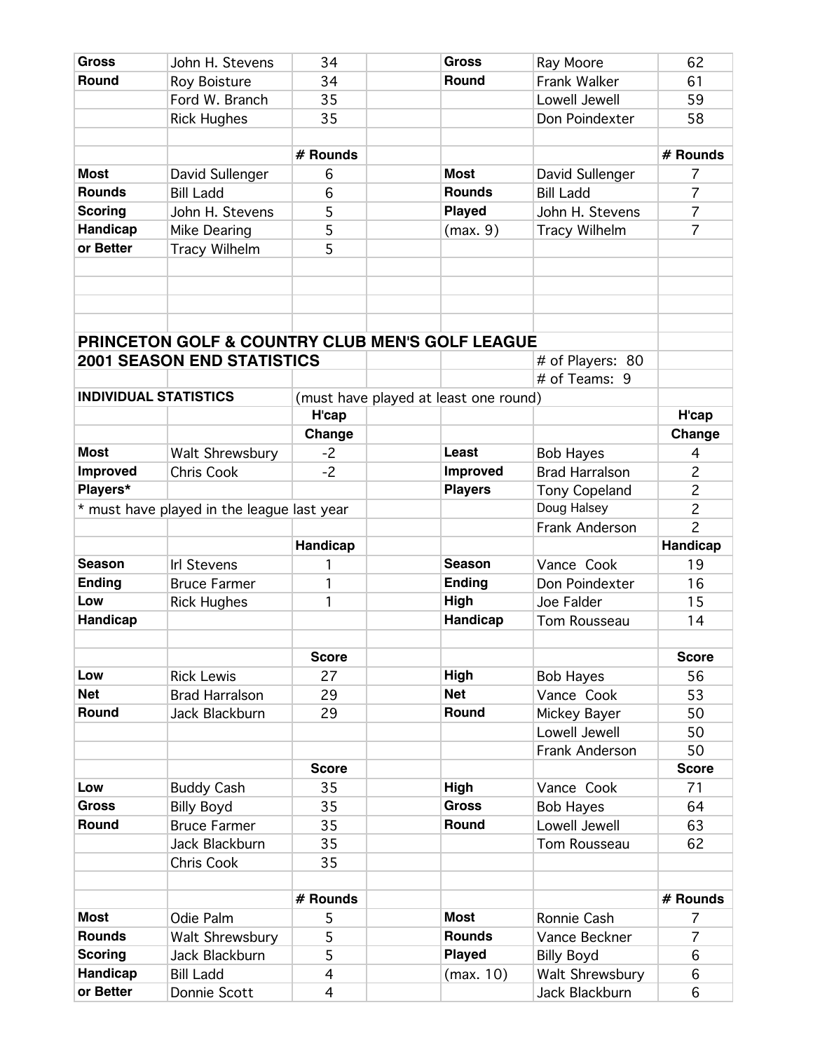| | | | | | | |
|---|---|---|---|---|---|---|
| **Gross** | John H. Stevens | 34 | | **Gross** | Ray Moore | 62 |
| **Round** | Roy Boisture | 34 | | **Round** | Frank Walker | 61 |
| | Ford W. Branch | 35 | | | Lowell Jewell | 59 |
| | Rick Hughes | 35 | | | Don Poindexter | 58 |
| | | | | | | |
| | | **# Rounds** | | | | **# Rounds** |
| **Most** | David Sullenger | 6 | | **Most** | David Sullenger | 7 |
| **Rounds** | Bill Ladd | 6 | | **Rounds** | Bill Ladd | 7 |
| **Scoring** | John H. Stevens | 5 | | **Played** | John H. Stevens | 7 |
| **Handicap** | Mike Dearing | 5 | | (max. 9) | Tracy Wilhelm | 7 |
| **or Better** | Tracy Wilhelm | 5 | | | | |

## PRINCETON GOLF & COUNTRY CLUB MEN'S GOLF LEAGUE

## 2001 SEASON END STATISTICS

# of Players: 80

# of Teams: 9

**INDIVIDUAL STATISTICS** (must have played at least one round)

| | | | | | | |
|---|---|---|---|---|---|---|
| | | **H'cap Change** | | | | **H'cap Change** |
| **Most** | Walt Shrewsbury | -2 | | **Least** | Bob Hayes | 4 |
| **Improved** | Chris Cook | -2 | | **Improved** | Brad Harralson | 2 |
| **Players*** | | | | **Players** | Tony Copeland | 2 |
| * must have played in the league last year | | | | | Doug Halsey | 2 |
| | | | | | Frank Anderson | 2 |
| | | **Handicap** | | | | **Handicap** |
| **Season** | Irl Stevens | 1 | | **Season** | Vance Cook | 19 |
| **Ending** | Bruce Farmer | 1 | | **Ending** | Don Poindexter | 16 |
| **Low** | Rick Hughes | 1 | | **High** | Joe Falder | 15 |
| **Handicap** | | | | **Handicap** | Tom Rousseau | 14 |
| | | | | | | |
| | | **Score** | | | | **Score** |
| **Low** | Rick Lewis | 27 | | **High** | Bob Hayes | 56 |
| **Net** | Brad Harralson | 29 | | **Net** | Vance Cook | 53 |
| **Round** | Jack Blackburn | 29 | | **Round** | Mickey Bayer | 50 |
| | | | | | Lowell Jewell | 50 |
| | | | | | Frank Anderson | 50 |
| | | **Score** | | | | **Score** |
| **Low** | Buddy Cash | 35 | | **High** | Vance Cook | 71 |
| **Gross** | Billy Boyd | 35 | | **Gross** | Bob Hayes | 64 |
| **Round** | Bruce Farmer | 35 | | **Round** | Lowell Jewell | 63 |
| | Jack Blackburn | 35 | | | Tom Rousseau | 62 |
| | Chris Cook | 35 | | | | |
| | | | | | | |
| | | **# Rounds** | | | | **# Rounds** |
| **Most** | Odie Palm | 5 | | **Most** | Ronnie Cash | 7 |
| **Rounds** | Walt Shrewsbury | 5 | | **Rounds** | Vance Beckner | 7 |
| **Scoring** | Jack Blackburn | 5 | | **Played** | Billy Boyd | 6 |
| **Handicap** | Bill Ladd | 4 | | (max. 10) | Walt Shrewsbury | 6 |
| **or Better** | Donnie Scott | 4 | | | Jack Blackburn | 6 |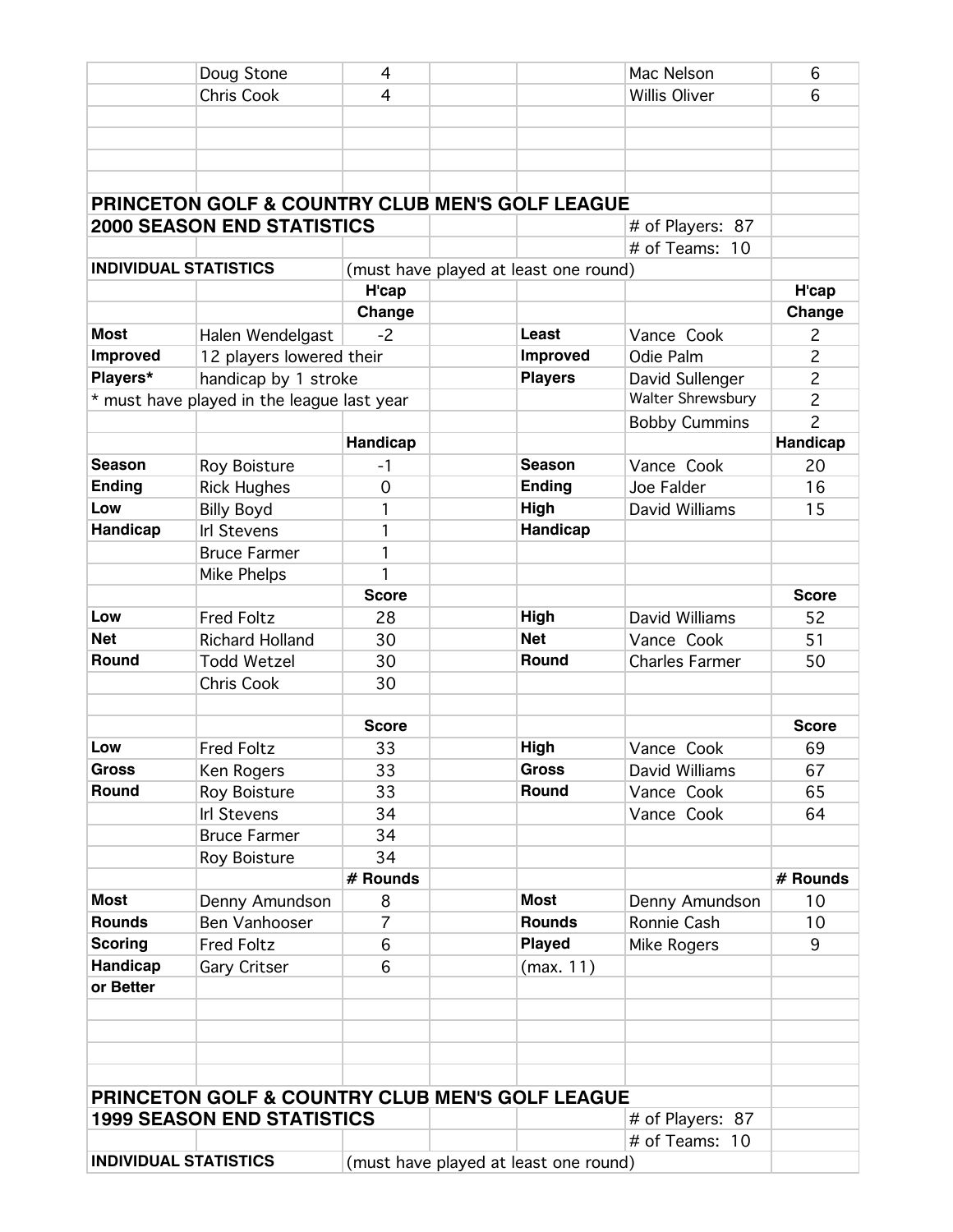| | | | | | | |
|---|---|---|---|---|---|---|
| | Doug Stone | 4 | | | Mac Nelson | 6 |
| | Chris Cook | 4 | | | Willis Oliver | 6 |

## PRINCETON GOLF & COUNTRY CLUB MEN'S GOLF LEAGUE

## 2000 SEASON END STATISTICS

\# of Players: 87

\# of Teams: 10

**INDIVIDUAL STATISTICS** (must have played at least one round)

| | | H'cap Change | | | | H'cap Change |
|---|---|---|---|---|---|---|
| **Most** | Halen Wendelgast | -2 | | **Least** | Vance Cook | 2 |
| **Improved** | 12 players lowered their | | | **Improved** | Odie Palm | 2 |
| **Players*** | handicap by 1 stroke | | | **Players** | David Sullenger | 2 |
| * must have played in the league last year | | | | | Walter Shrewsbury | 2 |
| | | | | | Bobby Cummins | 2 |
| | | **Handicap** | | | | **Handicap** |
| **Season** | Roy Boisture | -1 | | **Season** | Vance Cook | 20 |
| **Ending** | Rick Hughes | 0 | | **Ending** | Joe Falder | 16 |
| **Low** | Billy Boyd | 1 | | **High** | David Williams | 15 |
| **Handicap** | Irl Stevens | 1 | | **Handicap** | | |
| | Bruce Farmer | 1 | | | | |
| | Mike Phelps | 1 | | | | |
| | | **Score** | | | | **Score** |
| **Low** | Fred Foltz | 28 | | **High** | David Williams | 52 |
| **Net** | Richard Holland | 30 | | **Net** | Vance Cook | 51 |
| **Round** | Todd Wetzel | 30 | | **Round** | Charles Farmer | 50 |
| | Chris Cook | 30 | | | | |
| | | | | | | |
| | | **Score** | | | | **Score** |
| **Low** | Fred Foltz | 33 | | **High** | Vance Cook | 69 |
| **Gross** | Ken Rogers | 33 | | **Gross** | David Williams | 67 |
| **Round** | Roy Boisture | 33 | | **Round** | Vance Cook | 65 |
| | Irl Stevens | 34 | | | Vance Cook | 64 |
| | Bruce Farmer | 34 | | | | |
| | Roy Boisture | 34 | | | | |
| | | **# Rounds** | | | | **# Rounds** |
| **Most** | Denny Amundson | 8 | | **Most** | Denny Amundson | 10 |
| **Rounds** | Ben Vanhooser | 7 | | **Rounds** | Ronnie Cash | 10 |
| **Scoring** | Fred Foltz | 6 | | **Played** | Mike Rogers | 9 |
| **Handicap** | Gary Critser | 6 | | (max. 11) | | |
| **or Better** | | | | | | |

## PRINCETON GOLF & COUNTRY CLUB MEN'S GOLF LEAGUE

## 1999 SEASON END STATISTICS

\# of Players: 87

\# of Teams: 10

**INDIVIDUAL STATISTICS** (must have played at least one round)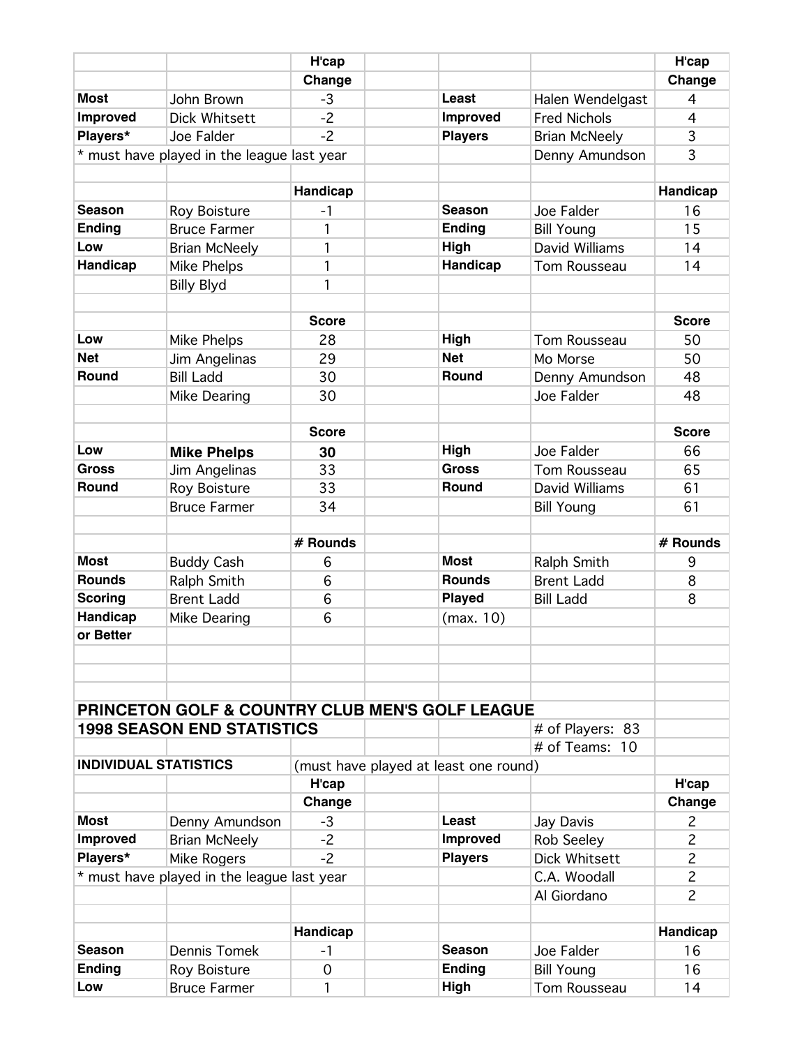| | | H'cap Change | | | | H'cap Change |
|---|---|---|---|---|---|---|
| **Most** | John Brown | -3 | | **Least** | Halen Wendelgast | 4 |
| **Improved** | Dick Whitsett | -2 | | **Improved** | Fred Nichols | 4 |
| **Players*** | Joe Falder | -2 | | **Players** | Brian McNeely | 3 |
| * must have played in the league last year | | | | | Denny Amundson | 3 |

| | | Handicap | | | | Handicap |
|---|---|---|---|---|---|---|
| **Season** | Roy Boisture | -1 | | **Season** | Joe Falder | 16 |
| **Ending** | Bruce Farmer | 1 | | **Ending** | Bill Young | 15 |
| **Low** | Brian McNeely | 1 | | **High** | David Williams | 14 |
| **Handicap** | Mike Phelps | 1 | | **Handicap** | Tom Rousseau | 14 |
| | Billy Blyd | 1 | | | | |

| | | Score | | | | Score |
|---|---|---|---|---|---|---|
| **Low** | Mike Phelps | 28 | | **High** | Tom Rousseau | 50 |
| **Net** | Jim Angelinas | 29 | | **Net** | Mo Morse | 50 |
| **Round** | Bill Ladd | 30 | | **Round** | Denny Amundson | 48 |
| | Mike Dearing | 30 | | | Joe Falder | 48 |

| | | Score | | | | Score |
|---|---|---|---|---|---|---|
| **Low** | **Mike Phelps** | **30** | | **High** | Joe Falder | 66 |
| **Gross** | Jim Angelinas | 33 | | **Gross** | Tom Rousseau | 65 |
| **Round** | Roy Boisture | 33 | | **Round** | David Williams | 61 |
| | Bruce Farmer | 34 | | | Bill Young | 61 |

| | | # Rounds | | | | # Rounds |
|---|---|---|---|---|---|---|
| **Most** | Buddy Cash | 6 | | **Most** | Ralph Smith | 9 |
| **Rounds** | Ralph Smith | 6 | | **Rounds** | Brent Ladd | 8 |
| **Scoring** | Brent Ladd | 6 | | **Played** | Bill Ladd | 8 |
| **Handicap** | Mike Dearing | 6 | | (max. 10) | | |
| **or Better** | | | | | | |

## PRINCETON GOLF & COUNTRY CLUB MEN'S GOLF LEAGUE
## 1998 SEASON END STATISTICS

# of Players: 83
# of Teams: 10

**INDIVIDUAL STATISTICS** (must have played at least one round)

| | | H'cap Change | | | | H'cap Change |
|---|---|---|---|---|---|---|
| **Most** | Denny Amundson | -3 | | **Least** | Jay Davis | 2 |
| **Improved** | Brian McNeely | -2 | | **Improved** | Rob Seeley | 2 |
| **Players*** | Mike Rogers | -2 | | **Players** | Dick Whitsett | 2 |
| * must have played in the league last year | | | | | C.A. Woodall | 2 |
| | | | | | Al Giordano | 2 |

| | | Handicap | | | | Handicap |
|---|---|---|---|---|---|---|
| **Season** | Dennis Tomek | -1 | | **Season** | Joe Falder | 16 |
| **Ending** | Roy Boisture | 0 | | **Ending** | Bill Young | 16 |
| **Low** | Bruce Farmer | 1 | | **High** | Tom Rousseau | 14 |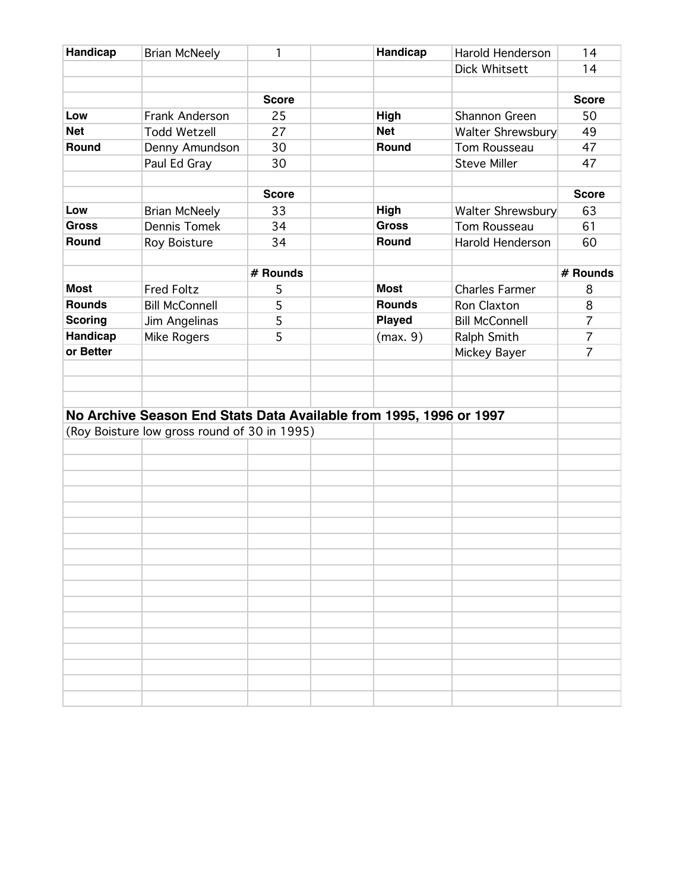| | | | | | | |
|---|---|---|---|---|---|---|
| **Handicap** | Brian McNeely | 1 | | **Handicap** | Harold Henderson | 14 |
| | | | | | Dick Whitsett | 14 |
| | | | | | | |
| | | **Score** | | | | **Score** |
| **Low** | Frank Anderson | 25 | | **High** | Shannon Green | 50 |
| **Net** | Todd Wetzell | 27 | | **Net** | Walter Shrewsbury | 49 |
| **Round** | Denny Amundson | 30 | | **Round** | Tom Rousseau | 47 |
| | Paul Ed Gray | 30 | | | Steve Miller | 47 |
| | | | | | | |
| | | **Score** | | | | **Score** |
| **Low** | Brian McNeely | 33 | | **High** | Walter Shrewsbury | 63 |
| **Gross** | Dennis Tomek | 34 | | **Gross** | Tom Rousseau | 61 |
| **Round** | Roy Boisture | 34 | | **Round** | Harold Henderson | 60 |
| | | | | | | |
| | | **# Rounds** | | | | **# Rounds** |
| **Most** | Fred Foltz | 5 | | **Most** | Charles Farmer | 8 |
| **Rounds** | Bill McConnell | 5 | | **Rounds** | Ron Claxton | 8 |
| **Scoring** | Jim Angelinas | 5 | | **Played** | Bill McConnell | 7 |
| **Handicap** | Mike Rogers | 5 | | (max. 9) | Ralph Smith | 7 |
| **or Better** | | | | | Mickey Bayer | 7 |

**No Archive Season End Stats Data Available from 1995, 1996 or 1997**

(Roy Boisture low gross round of 30 in 1995)